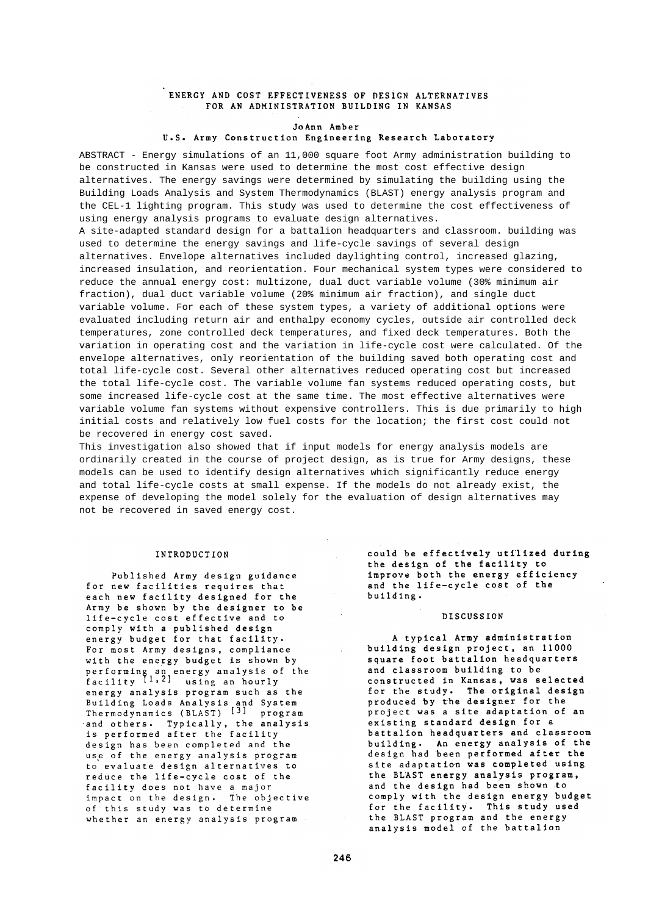# ENERGY AND COST EFFECTIVENESS OF DESIGN ALTERNATIVES FOR AN ADMINISTRATION BUILDING IN KANSAS

**JoAnn Amber**
**U.S. Army Construction Engineering Research Laboratory**

ABSTRACT - Energy simulations of an 11,000 square foot Army administration building to be constructed in Kansas were used to determine the most cost effective design alternatives. The energy savings were determined by simulating the building using the Building Loads Analysis and System Thermodynamics (BLAST) energy analysis program and the CEL-1 lighting program. This study was used to determine the cost effectiveness of using energy analysis programs to evaluate design alternatives.

A site-adapted standard design for a battalion headquarters and classroom. building was used to determine the energy savings and life-cycle savings of several design alternatives. Envelope alternatives included daylighting control, increased glazing, increased insulation, and reorientation. Four mechanical system types were considered to reduce the annual energy cost: multizone, dual duct variable volume (30% minimum air fraction), dual duct variable volume (20% minimum air fraction), and single duct variable volume. For each of these system types, a variety of additional options were evaluated including return air and enthalpy economy cycles, outside air controlled deck temperatures, zone controlled deck temperatures, and fixed deck temperatures. Both the variation in operating cost and the variation in life-cycle cost were calculated. Of the envelope alternatives, only reorientation of the building saved both operating cost and total life-cycle cost. Several other alternatives reduced operating cost but increased the total life-cycle cost. The variable volume fan systems reduced operating costs, but some increased life-cycle cost at the same time. The most effective alternatives were variable volume fan systems without expensive controllers. This is due primarily to high initial costs and relatively low fuel costs for the location; the first cost could not be recovered in energy cost saved.

This investigation also showed that if input models for energy analysis models are ordinarily created in the course of project design, as is true for Army designs, these models can be used to identify design alternatives which significantly reduce energy and total life-cycle costs at small expense. If the models do not already exist, the expense of developing the model solely for the evaluation of design alternatives may not be recovered in saved energy cost.

## INTRODUCTION

Published Army design guidance for new facilities requires that each new facility designed for the Army be shown by the designer to be life-cycle cost effective and to comply with a published design energy budget for that facility. For most Army designs, compliance with the energy budget is shown by performing an energy analysis of the facility [1,2] using an hourly energy analysis program such as the Building Loads Analysis and System Thermodynamics (BLAST) [3] program and others. Typically, the analysis is performed after the facility design has been completed and the use of the energy analysis program to evaluate design alternatives to reduce the life-cycle cost of the facility does not have a major impact on the design. The objective of this study was to determine whether an energy analysis program could be effectively utilized during the design of the facility to improve both the energy efficiency and the life-cycle cost of the building.

## DISCUSSION

A typical Army administration building design project, an 11000 square foot battalion headquarters and classroom building to be constructed in Kansas, was selected for the study. The original design produced by the designer for the project was a site adaptation of an existing standard design for a battalion headquarters and classroom building. An energy analysis of the design had been performed after the site adaptation was completed using the BLAST energy analysis program, and the design had been shown to comply with the design energy budget for the facility. This study used the BLAST program and the energy analysis model of the battalion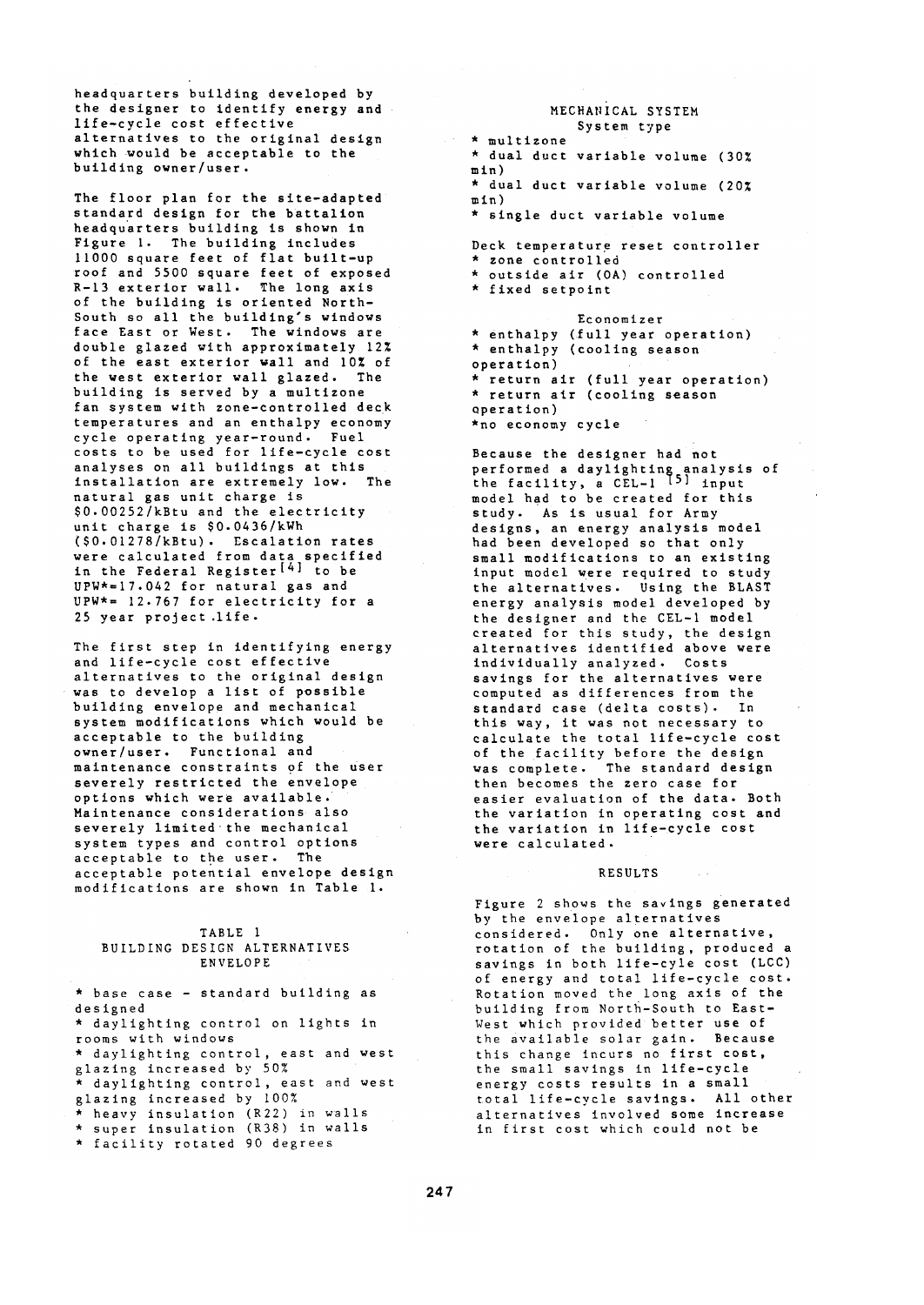headquarters building developed by the designer to identify energy and life-cycle cost effective alternatives to the original design which would be acceptable to the building owner/user.

The floor plan for the site-adapted standard design for the battalion headquarters building is shown in Figure 1. The building includes 11000 square feet of flat built-up roof and 5500 square feet of exposed R-13 exterior wall. The long axis of the building is oriented North-South so all the building's windows face East or West. The windows are double glazed with approximately 12% of the east exterior wall and 10% of the west exterior wall glazed. The building is served by a multizone fan system with zone-controlled deck temperatures and an enthalpy economy cycle operating year-round. Fuel costs to be used for life-cycle cost analyses on all buildings at this installation are extremely low. The natural gas unit charge is \$0.00252/kBtu and the electricity unit charge is \$0.0436/kWh (\$0.01278/kBtu). Escalation rates were calculated from data specified in the Federal Register[4] to be UPW*=17.042 for natural gas and UPW*= 12.767 for electricity for a 25 year project life.

The first step in identifying energy and life-cycle cost effective alternatives to the original design was to develop a list of possible building envelope and mechanical system modifications which would be acceptable to the building owner/user. Functional and maintenance constraints of the user severely restricted the envelope options which were available. Maintenance considerations also severely limited the mechanical system types and control options acceptable to the user. The acceptable potential envelope design modifications are shown in Table 1.

TABLE 1
BUILDING DESIGN ALTERNATIVES

ENVELOPE

* base case - standard building as designed
* daylighting control on lights in rooms with windows
* daylighting control, east and west glazing increased by 50%
* daylighting control, east and west glazing increased by 100%
* heavy insulation (R22) in walls
* super insulation (R38) in walls
* facility rotated 90 degrees

MECHANICAL SYSTEM

System type

* multizone
* dual duct variable volume (30% min)
* dual duct variable volume (20% min)
* single duct variable volume

Deck temperature reset controller

* zone controlled
* outside air (OA) controlled
* fixed setpoint

Economizer

* enthalpy (full year operation)
* enthalpy (cooling season operation)
* return air (full year operation)
* return air (cooling season operation)
* no economy cycle

Because the designer had not performed a daylighting analysis of the facility, a CEL-1 [5] input model had to be created for this study. As is usual for Army designs, an energy analysis model had been developed so that only small modifications to an existing input model were required to study the alternatives. Using the BLAST energy analysis model developed by the designer and the CEL-1 model created for this study, the design alternatives identified above were individually analyzed. Costs savings for the alternatives were computed as differences from the standard case (delta costs). In this way, it was not necessary to calculate the total life-cycle cost of the facility before the design was complete. The standard design then becomes the zero case for easier evaluation of the data. Both the variation in operating cost and the variation in life-cycle cost were calculated.

## RESULTS

Figure 2 shows the savings generated by the envelope alternatives considered. Only one alternative, rotation of the building, produced a savings in both life-cyle cost (LCC) of energy and total life-cycle cost. Rotation moved the long axis of the building from North-South to East-West which provided better use of the available solar gain. Because this change incurs no first cost, the small savings in life-cycle energy costs results in a small total life-cycle savings. All other alternatives involved some increase in first cost which could not be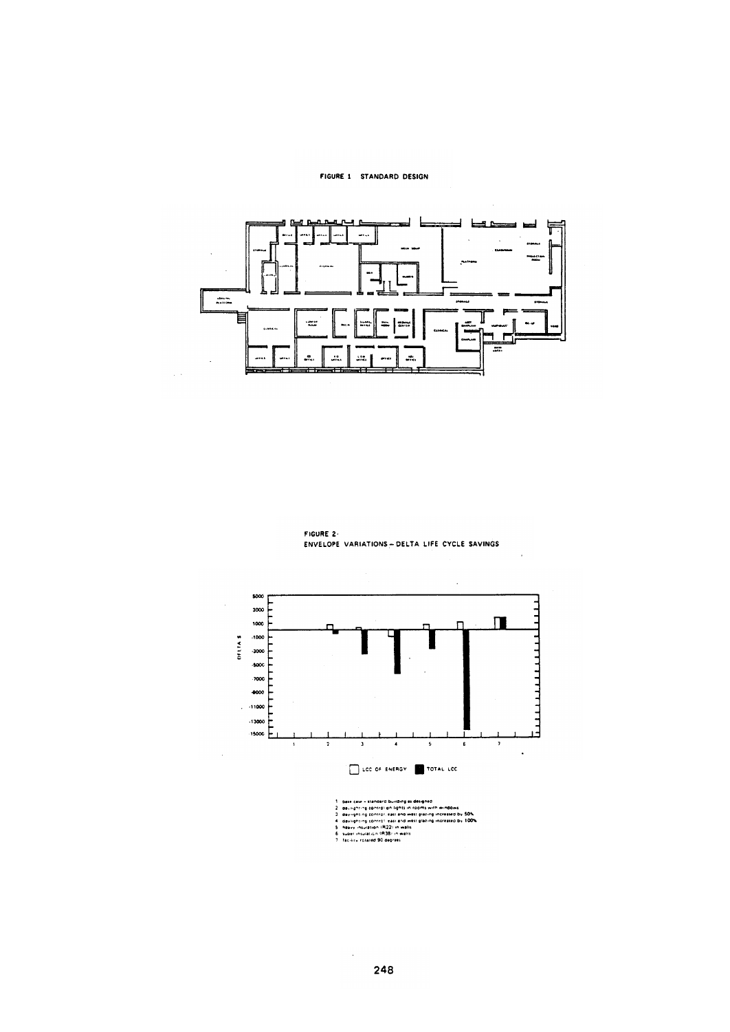FIGURE 1 STANDARD DESIGN

FIGURE 2· ENVELOPE VARIATIONS – DELTA LIFE CYCLE SAVINGS

LCC OF ENERGY &nbsp;&nbsp; TOTAL LCC

1 base case – standard building as designed
2 daylighting control on lights in rooms with windows
3 daylighting control east and west glazing increased by 50%
4 daylighting control east and west glazing increased by 100%
5 heavy insulation (R22) in walls
6 super insulation (R38) in walls
7 facility rotated 90 degrees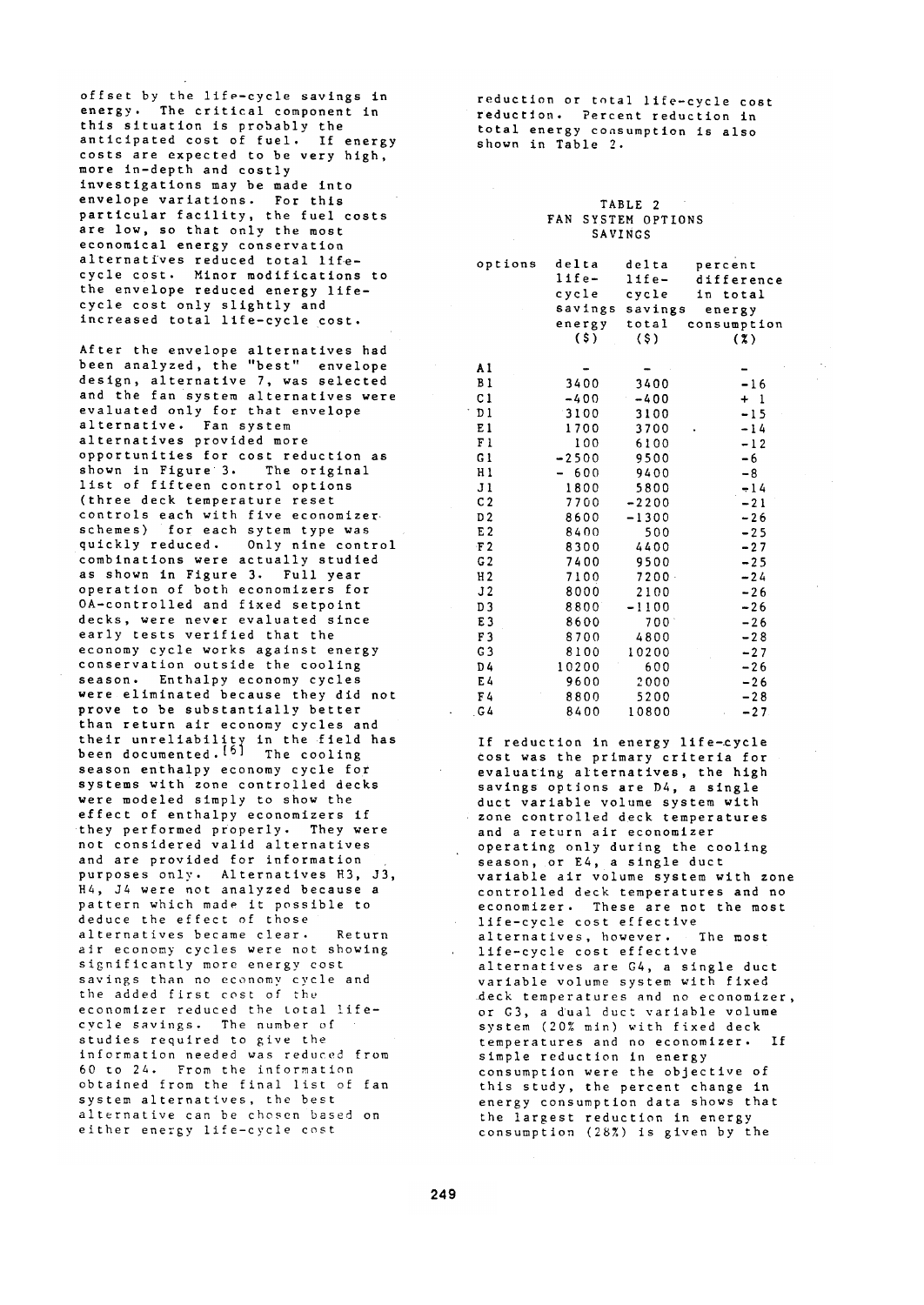offset by the life-cycle savings in energy. The critical component in this situation is probably the anticipated cost of fuel. If energy costs are expected to be very high, more in-depth and costly investigations may be made into envelope variations. For this particular facility, the fuel costs are low, so that only the most economical energy conservation alternatives reduced total life-cycle cost. Minor modifications to the envelope reduced energy life-cycle cost only slightly and increased total life-cycle cost.

After the envelope alternatives had been analyzed, the "best" envelope design, alternative 7, was selected and the fan system alternatives were evaluated only for that envelope alternative. Fan system alternatives provided more opportunities for cost reduction as shown in Figure 3. The original list of fifteen control options (three deck temperature reset controls each with five economizer schemes) for each sytem type was quickly reduced. Only nine control combinations were actually studied as shown in Figure 3. Full year operation of both economizers for OA-controlled and fixed setpoint decks, were never evaluated since early tests verified that the economy cycle works against energy conservation outside the cooling season. Enthalpy economy cycles were eliminated because they did not prove to be substantially better than return air economy cycles and their unreliability in the field has been documented.[6] The cooling season enthalpy economy cycle for systems with zone controlled decks were modeled simply to show the effect of enthalpy economizers if they performed properly. They were not considered valid alternatives and are provided for information purposes only. Alternatives H3, J3, H4, J4 were not analyzed because a pattern which made it possible to deduce the effect of those alternatives became clear. Return air economy cycles were not showing significantly more energy cost savings than no economy cycle and the added first cost of the economizer reduced the total life-cycle savings. The number of studies required to give the information needed was reduced from 60 to 24. From the information obtained from the final list of fan system alternatives, the best alternative can be chosen based on either energy life-cycle cost reduction or total life-cycle cost reduction. Percent reduction in total energy consumption is also shown in Table 2.

TABLE 2
FAN SYSTEM OPTIONS SAVINGS

| options | delta life-cycle savings energy ($) | delta life-cycle savings total ($) | percent difference in total energy consumption (%) |
|---|---|---|---|
| A1 | - | - | - |
| B1 | 3400 | 3400 | -16 |
| C1 | -400 | -400 | +1 |
| D1 | 3100 | 3100 | -15 |
| E1 | 1700 | 3700 | -14 |
| F1 | 100 | 6100 | -12 |
| G1 | -2500 | 9500 | -6 |
| H1 | -600 | 9400 | -8 |
| J1 | 1800 | 5800 | -14 |
| C2 | 7700 | -2200 | -21 |
| D2 | 8600 | -1300 | -26 |
| E2 | 8400 | 500 | -25 |
| F2 | 8300 | 4400 | -27 |
| G2 | 7400 | 9500 | -25 |
| H2 | 7100 | 7200 | -24 |
| J2 | 8000 | 2100 | -26 |
| D3 | 8800 | -1100 | -26 |
| E3 | 8600 | 700 | -26 |
| F3 | 8700 | 4800 | -28 |
| G3 | 8100 | 10200 | -27 |
| D4 | 10200 | 600 | -26 |
| E4 | 9600 | 2000 | -26 |
| F4 | 8800 | 5200 | -28 |
| G4 | 8400 | 10800 | -27 |

If reduction in energy life-cycle cost was the primary criteria for evaluating alternatives, the high savings options are D4, a single duct variable volume system with zone controlled deck temperatures and a return air economizer operating only during the cooling season, or E4, a single duct variable air volume system with zone controlled deck temperatures and no economizer. These are not the most life-cycle cost effective alternatives, however. The most life-cycle cost effective alternatives are G4, a single duct variable volume system with fixed deck temperatures and no economizer, or G3, a dual duct variable volume system (20% min) with fixed deck temperatures and no economizer. If simple reduction in energy consumption were the objective of this study, the percent change in energy consumption data shows that the largest reduction in energy consumption (28%) is given by the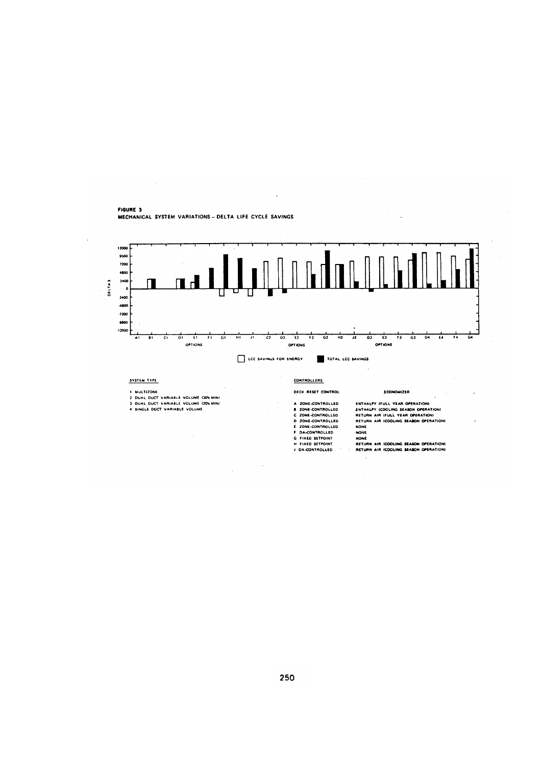**FIGURE 3**
**MECHANICAL SYSTEM VARIATIONS – DELTA LIFE CYCLE SAVINGS**

LCC SAVINGS FOR ENERGY / TOTAL LCC SAVINGS

**SYSTEM TYPE**

1. MULTIZONE
2. DUAL DUCT VARIABLE VOLUME (30% MIN)
3. DUAL DUCT VARIABLE VOLUME (20% MIN)
4. SINGLE DUCT VARIABLE VOLUME

**CONTROLLERS**

| | DECK RESET CONTROL | ECONOMIZER |
|---|---|---|
| A | ZONE-CONTROLLED | ENTHALPY (FULL YEAR OPERATION) |
| B | ZONE-CONTROLLED | ENTHALPY (COOLING SEASON OPERATION) |
| C | ZONE-CONTROLLED | RETURN AIR (FULL YEAR OPERATION) |
| D | ZONE-CONTROLLED | RETURN AIR (COOLING SEASON OPERATION) |
| E | ZONE-CONTROLLED | NONE |
| F | OA-CONTROLLED | NONE |
| G | FIXED SETPOINT | NONE |
| H | FIXED SETPOINT | RETURN AIR (COOLING SEASON OPERATION) |
| J | OA-CONTROLLED | RETURN AIR (COOLING SEASON OPERATION) |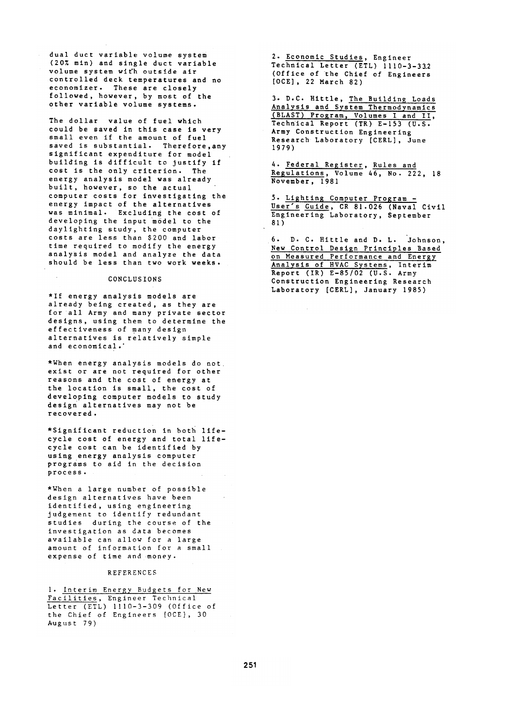dual duct variable volume system (20% min) and single duct variable volume system with outside air controlled deck temperatures and no economizer. These are closely followed, however, by most of the other variable volume systems.

The dollar value of fuel which could be saved in this case is very small even if the amount of fuel saved is substantial. Therefore, any significant expenditure for model building is difficult to justify if cost is the only criterion. The energy analysis model was already built, however, so the actual computer costs for investigating the energy impact of the alternatives was minimal. Excluding the cost of developing the input model to the daylighting study, the computer costs are less than $200 and labor time required to modify the energy analysis model and analyze the data should be less than two work weeks.

## CONCLUSIONS

*If energy analysis models are already being created, as they are for all Army and many private sector designs, using them to determine the effectiveness of many design alternatives is relatively simple and economical.

*When energy analysis models do not exist or are not required for other reasons and the cost of energy at the location is small, the cost of developing computer models to study design alternatives may not be recovered.

*Significant reduction in both life-cycle cost of energy and total life-cycle cost can be identified by using energy analysis computer programs to aid in the decision process.

*When a large number of possible design alternatives have been identified, using engineering judgement to identify redundant studies during the course of the investigation as data becomes available can allow for a large amount of information for a small expense of time and money.

## REFERENCES

1. Interim Energy Budgets for New Facilities, Engineer Technical Letter (ETL) 1110-3-309 (Office of the Chief of Engineers [OCE], 30 August 79)

2. Economic Studies, Engineer Technical Letter (ETL) 1110-3-332 (Office of the Chief of Engineers [OCE], 22 March 82)

3. D.C. Hittle, The Building Loads Analysis and System Thermodynamics (BLAST) Program, Volumes I and II, Technical Report (TR) E-153 (U.S. Army Construction Engineering Research Laboratory [CERL], June 1979)

4. Federal Register, Rules and Regulations, Volume 46, No. 222, 18 November, 1981

5. Lighting Computer Program - User's Guide, CR 81.026 (Naval Civil Engineering Laboratory, September 81)

6. D. C. Hittle and D. L. Johnson, New Control Design Principles Based on Measured Performance and Energy Analysis of HVAC Systems, Interim Report (IR) E-85/02 (U.S. Army Construction Engineering Research Laboratory [CERL], January 1985)